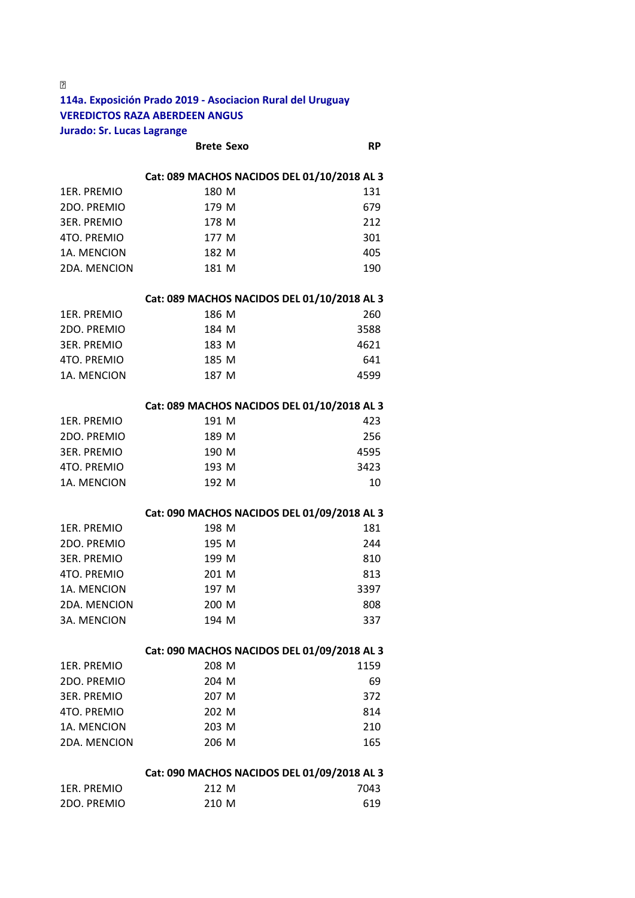114a. Exposición Prado 2019 - Asociacion Rural del Uruguay
VEREDICTOS RAZA ABERDEEN ANGUS
Jurado: Sr. Lucas Lagrange

| | Brete | Sexo | RP |
|---|---|---|---|
| | **Cat: 089 MACHOS NACIDOS DEL 01/10/2018 AL 3** | | |
| 1ER. PREMIO | 180 | M | 131 |
| 2DO. PREMIO | 179 | M | 679 |
| 3ER. PREMIO | 178 | M | 212 |
| 4TO. PREMIO | 177 | M | 301 |
| 1A. MENCION | 182 | M | 405 |
| 2DA. MENCION | 181 | M | 190 |
| | **Cat: 089 MACHOS NACIDOS DEL 01/10/2018 AL 3** | | |
| 1ER. PREMIO | 186 | M | 260 |
| 2DO. PREMIO | 184 | M | 3588 |
| 3ER. PREMIO | 183 | M | 4621 |
| 4TO. PREMIO | 185 | M | 641 |
| 1A. MENCION | 187 | M | 4599 |
| | **Cat: 089 MACHOS NACIDOS DEL 01/10/2018 AL 3** | | |
| 1ER. PREMIO | 191 | M | 423 |
| 2DO. PREMIO | 189 | M | 256 |
| 3ER. PREMIO | 190 | M | 4595 |
| 4TO. PREMIO | 193 | M | 3423 |
| 1A. MENCION | 192 | M | 10 |
| | **Cat: 090 MACHOS NACIDOS DEL 01/09/2018 AL 3** | | |
| 1ER. PREMIO | 198 | M | 181 |
| 2DO. PREMIO | 195 | M | 244 |
| 3ER. PREMIO | 199 | M | 810 |
| 4TO. PREMIO | 201 | M | 813 |
| 1A. MENCION | 197 | M | 3397 |
| 2DA. MENCION | 200 | M | 808 |
| 3A. MENCION | 194 | M | 337 |
| | **Cat: 090 MACHOS NACIDOS DEL 01/09/2018 AL 3** | | |
| 1ER. PREMIO | 208 | M | 1159 |
| 2DO. PREMIO | 204 | M | 69 |
| 3ER. PREMIO | 207 | M | 372 |
| 4TO. PREMIO | 202 | M | 814 |
| 1A. MENCION | 203 | M | 210 |
| 2DA. MENCION | 206 | M | 165 |
| | **Cat: 090 MACHOS NACIDOS DEL 01/09/2018 AL 3** | | |
| 1ER. PREMIO | 212 | M | 7043 |
| 2DO. PREMIO | 210 | M | 619 |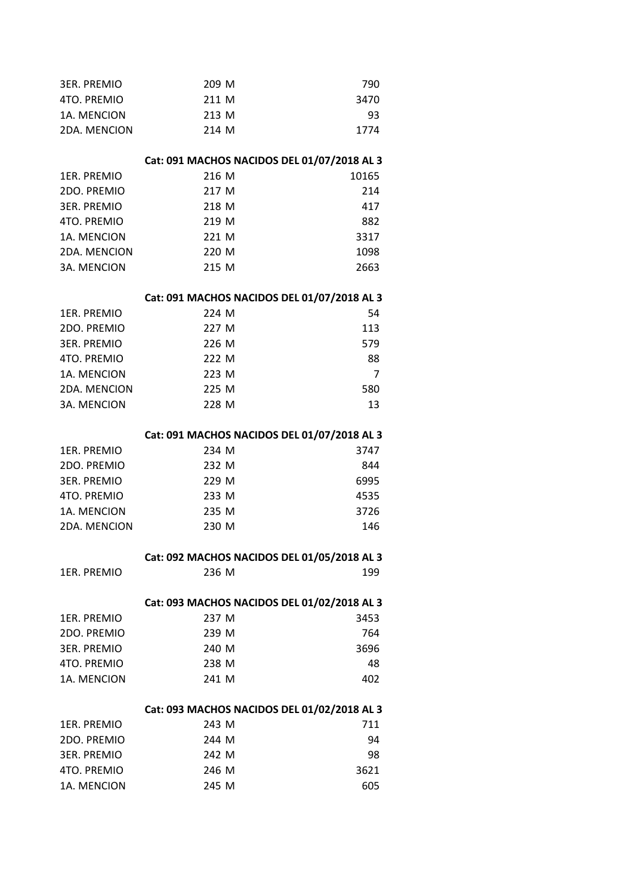| | | |
|---|---|---|
| 3ER. PREMIO | 209 M | 790 |
| 4TO. PREMIO | 211 M | 3470 |
| 1A. MENCION | 213 M | 93 |
| 2DA. MENCION | 214 M | 1774 |

**Cat: 091 MACHOS NACIDOS DEL 01/07/2018 AL 3**

| | | |
|---|---|---|
| 1ER. PREMIO | 216 M | 10165 |
| 2DO. PREMIO | 217 M | 214 |
| 3ER. PREMIO | 218 M | 417 |
| 4TO. PREMIO | 219 M | 882 |
| 1A. MENCION | 221 M | 3317 |
| 2DA. MENCION | 220 M | 1098 |
| 3A. MENCION | 215 M | 2663 |

**Cat: 091 MACHOS NACIDOS DEL 01/07/2018 AL 3**

| | | |
|---|---|---|
| 1ER. PREMIO | 224 M | 54 |
| 2DO. PREMIO | 227 M | 113 |
| 3ER. PREMIO | 226 M | 579 |
| 4TO. PREMIO | 222 M | 88 |
| 1A. MENCION | 223 M | 7 |
| 2DA. MENCION | 225 M | 580 |
| 3A. MENCION | 228 M | 13 |

**Cat: 091 MACHOS NACIDOS DEL 01/07/2018 AL 3**

| | | |
|---|---|---|
| 1ER. PREMIO | 234 M | 3747 |
| 2DO. PREMIO | 232 M | 844 |
| 3ER. PREMIO | 229 M | 6995 |
| 4TO. PREMIO | 233 M | 4535 |
| 1A. MENCION | 235 M | 3726 |
| 2DA. MENCION | 230 M | 146 |

**Cat: 092 MACHOS NACIDOS DEL 01/05/2018 AL 3**

| | | |
|---|---|---|
| 1ER. PREMIO | 236 M | 199 |

**Cat: 093 MACHOS NACIDOS DEL 01/02/2018 AL 3**

| | | |
|---|---|---|
| 1ER. PREMIO | 237 M | 3453 |
| 2DO. PREMIO | 239 M | 764 |
| 3ER. PREMIO | 240 M | 3696 |
| 4TO. PREMIO | 238 M | 48 |
| 1A. MENCION | 241 M | 402 |

**Cat: 093 MACHOS NACIDOS DEL 01/02/2018 AL 3**

| | | |
|---|---|---|
| 1ER. PREMIO | 243 M | 711 |
| 2DO. PREMIO | 244 M | 94 |
| 3ER. PREMIO | 242 M | 98 |
| 4TO. PREMIO | 246 M | 3621 |
| 1A. MENCION | 245 M | 605 |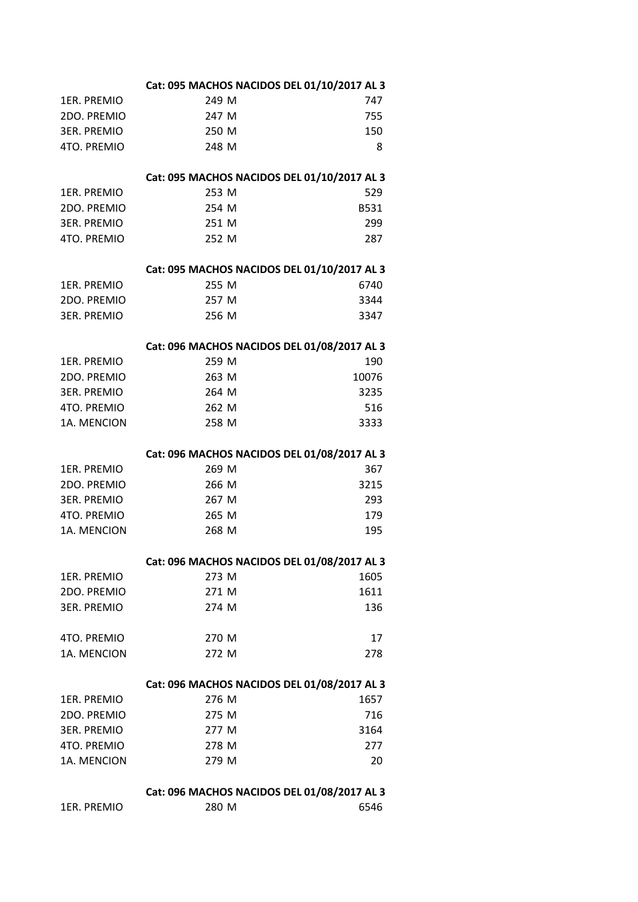**Cat: 095 MACHOS NACIDOS DEL 01/10/2017 AL 3**

| | | | |
|---|---|---|---|
| 1ER. PREMIO | 249 | M | 747 |
| 2DO. PREMIO | 247 | M | 755 |
| 3ER. PREMIO | 250 | M | 150 |
| 4TO. PREMIO | 248 | M | 8 |

**Cat: 095 MACHOS NACIDOS DEL 01/10/2017 AL 3**

| | | | |
|---|---|---|---|
| 1ER. PREMIO | 253 | M | 529 |
| 2DO. PREMIO | 254 | M | B531 |
| 3ER. PREMIO | 251 | M | 299 |
| 4TO. PREMIO | 252 | M | 287 |

**Cat: 095 MACHOS NACIDOS DEL 01/10/2017 AL 3**

| | | | |
|---|---|---|---|
| 1ER. PREMIO | 255 | M | 6740 |
| 2DO. PREMIO | 257 | M | 3344 |
| 3ER. PREMIO | 256 | M | 3347 |

**Cat: 096 MACHOS NACIDOS DEL 01/08/2017 AL 3**

| | | | |
|---|---|---|---|
| 1ER. PREMIO | 259 | M | 190 |
| 2DO. PREMIO | 263 | M | 10076 |
| 3ER. PREMIO | 264 | M | 3235 |
| 4TO. PREMIO | 262 | M | 516 |
| 1A. MENCION | 258 | M | 3333 |

**Cat: 096 MACHOS NACIDOS DEL 01/08/2017 AL 3**

| | | | |
|---|---|---|---|
| 1ER. PREMIO | 269 | M | 367 |
| 2DO. PREMIO | 266 | M | 3215 |
| 3ER. PREMIO | 267 | M | 293 |
| 4TO. PREMIO | 265 | M | 179 |
| 1A. MENCION | 268 | M | 195 |

**Cat: 096 MACHOS NACIDOS DEL 01/08/2017 AL 3**

| | | | |
|---|---|---|---|
| 1ER. PREMIO | 273 | M | 1605 |
| 2DO. PREMIO | 271 | M | 1611 |
| 3ER. PREMIO | 274 | M | 136 |
| 4TO. PREMIO | 270 | M | 17 |
| 1A. MENCION | 272 | M | 278 |

**Cat: 096 MACHOS NACIDOS DEL 01/08/2017 AL 3**

| | | | |
|---|---|---|---|
| 1ER. PREMIO | 276 | M | 1657 |
| 2DO. PREMIO | 275 | M | 716 |
| 3ER. PREMIO | 277 | M | 3164 |
| 4TO. PREMIO | 278 | M | 277 |
| 1A. MENCION | 279 | M | 20 |

**Cat: 096 MACHOS NACIDOS DEL 01/08/2017 AL 3**

| | | | |
|---|---|---|---|
| 1ER. PREMIO | 280 | M | 6546 |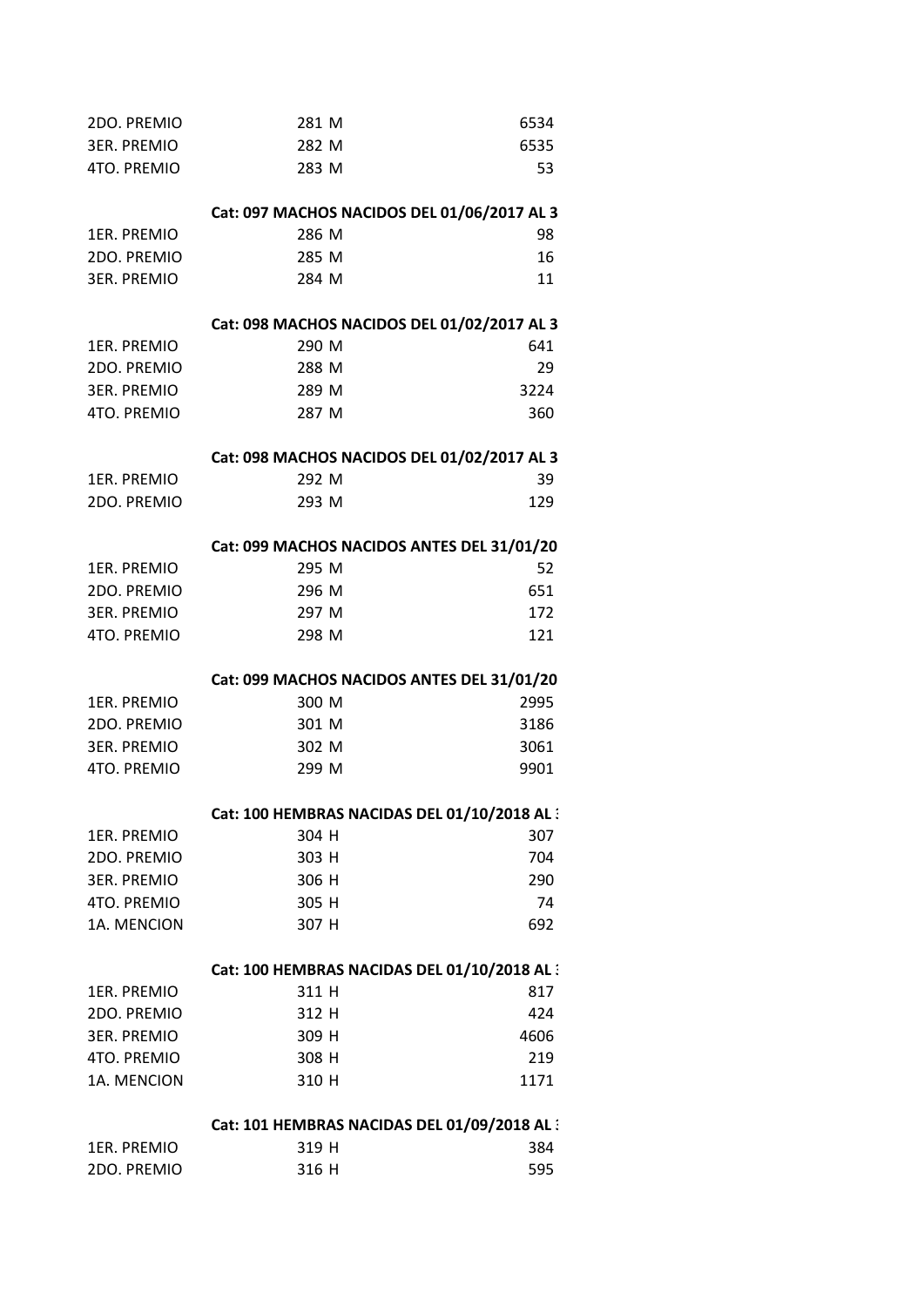| | | |
|---|---|---|
| 2DO. PREMIO | 281 M | 6534 |
| 3ER. PREMIO | 282 M | 6535 |
| 4TO. PREMIO | 283 M | 53 |

**Cat: 097 MACHOS NACIDOS DEL 01/06/2017 AL 3**

| | | |
|---|---|---|
| 1ER. PREMIO | 286 M | 98 |
| 2DO. PREMIO | 285 M | 16 |
| 3ER. PREMIO | 284 M | 11 |

**Cat: 098 MACHOS NACIDOS DEL 01/02/2017 AL 3**

| | | |
|---|---|---|
| 1ER. PREMIO | 290 M | 641 |
| 2DO. PREMIO | 288 M | 29 |
| 3ER. PREMIO | 289 M | 3224 |
| 4TO. PREMIO | 287 M | 360 |

**Cat: 098 MACHOS NACIDOS DEL 01/02/2017 AL 3**

| | | |
|---|---|---|
| 1ER. PREMIO | 292 M | 39 |
| 2DO. PREMIO | 293 M | 129 |

**Cat: 099 MACHOS NACIDOS ANTES DEL 31/01/20**

| | | |
|---|---|---|
| 1ER. PREMIO | 295 M | 52 |
| 2DO. PREMIO | 296 M | 651 |
| 3ER. PREMIO | 297 M | 172 |
| 4TO. PREMIO | 298 M | 121 |

**Cat: 099 MACHOS NACIDOS ANTES DEL 31/01/20**

| | | |
|---|---|---|
| 1ER. PREMIO | 300 M | 2995 |
| 2DO. PREMIO | 301 M | 3186 |
| 3ER. PREMIO | 302 M | 3061 |
| 4TO. PREMIO | 299 M | 9901 |

**Cat: 100 HEMBRAS NACIDAS DEL 01/10/2018 AL 3**

| | | |
|---|---|---|
| 1ER. PREMIO | 304 H | 307 |
| 2DO. PREMIO | 303 H | 704 |
| 3ER. PREMIO | 306 H | 290 |
| 4TO. PREMIO | 305 H | 74 |
| 1A. MENCION | 307 H | 692 |

**Cat: 100 HEMBRAS NACIDAS DEL 01/10/2018 AL 3**

| | | |
|---|---|---|
| 1ER. PREMIO | 311 H | 817 |
| 2DO. PREMIO | 312 H | 424 |
| 3ER. PREMIO | 309 H | 4606 |
| 4TO. PREMIO | 308 H | 219 |
| 1A. MENCION | 310 H | 1171 |

**Cat: 101 HEMBRAS NACIDAS DEL 01/09/2018 AL 3**

| | | |
|---|---|---|
| 1ER. PREMIO | 319 H | 384 |
| 2DO. PREMIO | 316 H | 595 |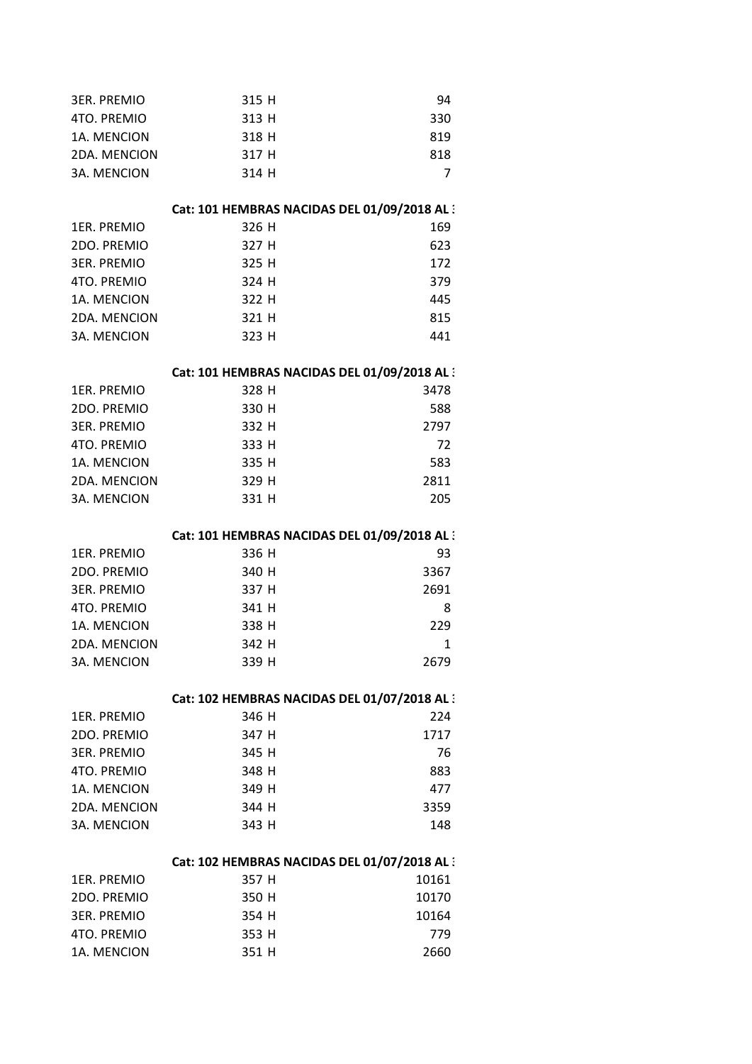| | | |
|---|---|---|
| 3ER. PREMIO | 315 H | 94 |
| 4TO. PREMIO | 313 H | 330 |
| 1A. MENCION | 318 H | 819 |
| 2DA. MENCION | 317 H | 818 |
| 3A. MENCION | 314 H | 7 |

**Cat: 101 HEMBRAS NACIDAS DEL 01/09/2018 AL 3**

| | | |
|---|---|---|
| 1ER. PREMIO | 326 H | 169 |
| 2DO. PREMIO | 327 H | 623 |
| 3ER. PREMIO | 325 H | 172 |
| 4TO. PREMIO | 324 H | 379 |
| 1A. MENCION | 322 H | 445 |
| 2DA. MENCION | 321 H | 815 |
| 3A. MENCION | 323 H | 441 |

**Cat: 101 HEMBRAS NACIDAS DEL 01/09/2018 AL 3**

| | | |
|---|---|---|
| 1ER. PREMIO | 328 H | 3478 |
| 2DO. PREMIO | 330 H | 588 |
| 3ER. PREMIO | 332 H | 2797 |
| 4TO. PREMIO | 333 H | 72 |
| 1A. MENCION | 335 H | 583 |
| 2DA. MENCION | 329 H | 2811 |
| 3A. MENCION | 331 H | 205 |

**Cat: 101 HEMBRAS NACIDAS DEL 01/09/2018 AL 3**

| | | |
|---|---|---|
| 1ER. PREMIO | 336 H | 93 |
| 2DO. PREMIO | 340 H | 3367 |
| 3ER. PREMIO | 337 H | 2691 |
| 4TO. PREMIO | 341 H | 8 |
| 1A. MENCION | 338 H | 229 |
| 2DA. MENCION | 342 H | 1 |
| 3A. MENCION | 339 H | 2679 |

**Cat: 102 HEMBRAS NACIDAS DEL 01/07/2018 AL 3**

| | | |
|---|---|---|
| 1ER. PREMIO | 346 H | 224 |
| 2DO. PREMIO | 347 H | 1717 |
| 3ER. PREMIO | 345 H | 76 |
| 4TO. PREMIO | 348 H | 883 |
| 1A. MENCION | 349 H | 477 |
| 2DA. MENCION | 344 H | 3359 |
| 3A. MENCION | 343 H | 148 |

**Cat: 102 HEMBRAS NACIDAS DEL 01/07/2018 AL 3**

| | | |
|---|---|---|
| 1ER. PREMIO | 357 H | 10161 |
| 2DO. PREMIO | 350 H | 10170 |
| 3ER. PREMIO | 354 H | 10164 |
| 4TO. PREMIO | 353 H | 779 |
| 1A. MENCION | 351 H | 2660 |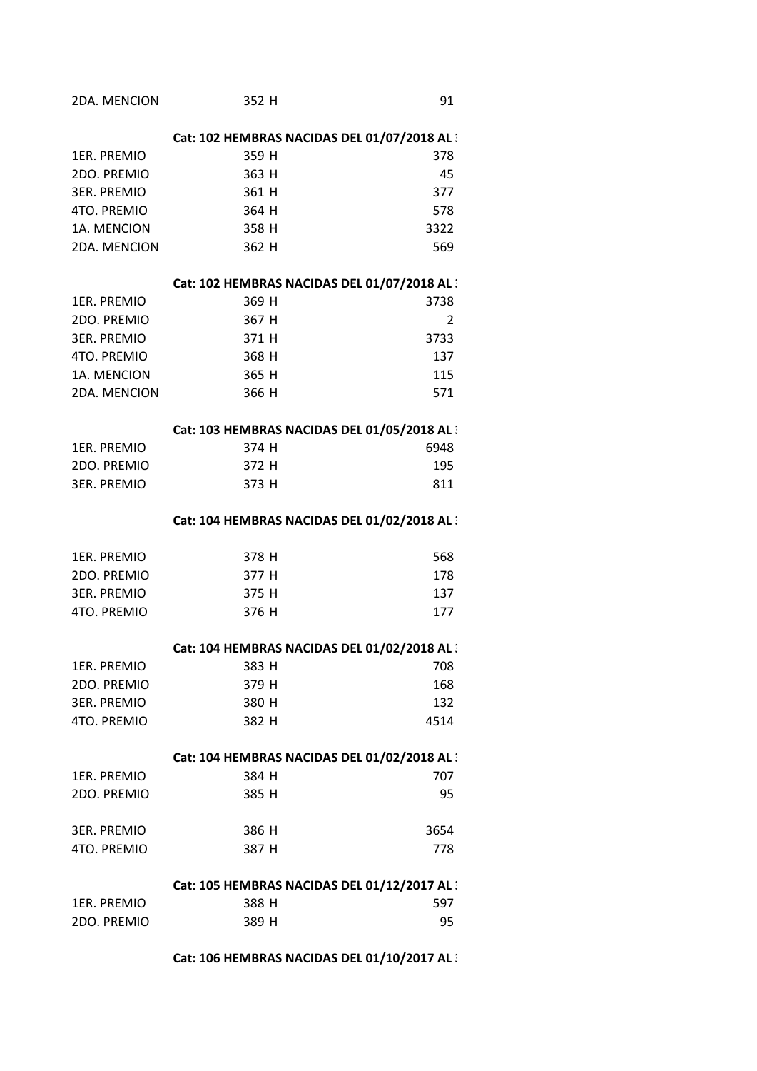| | | |
|---|---|---|
| 2DA. MENCION | 352 H | 91 |

**Cat: 102 HEMBRAS NACIDAS DEL 01/07/2018 AL :**

| | | |
|---|---|---|
| 1ER. PREMIO | 359 H | 378 |
| 2DO. PREMIO | 363 H | 45 |
| 3ER. PREMIO | 361 H | 377 |
| 4TO. PREMIO | 364 H | 578 |
| 1A. MENCION | 358 H | 3322 |
| 2DA. MENCION | 362 H | 569 |

**Cat: 102 HEMBRAS NACIDAS DEL 01/07/2018 AL :**

| | | |
|---|---|---|
| 1ER. PREMIO | 369 H | 3738 |
| 2DO. PREMIO | 367 H | 2 |
| 3ER. PREMIO | 371 H | 3733 |
| 4TO. PREMIO | 368 H | 137 |
| 1A. MENCION | 365 H | 115 |
| 2DA. MENCION | 366 H | 571 |

**Cat: 103 HEMBRAS NACIDAS DEL 01/05/2018 AL :**

| | | |
|---|---|---|
| 1ER. PREMIO | 374 H | 6948 |
| 2DO. PREMIO | 372 H | 195 |
| 3ER. PREMIO | 373 H | 811 |

**Cat: 104 HEMBRAS NACIDAS DEL 01/02/2018 AL :**

| | | |
|---|---|---|
| 1ER. PREMIO | 378 H | 568 |
| 2DO. PREMIO | 377 H | 178 |
| 3ER. PREMIO | 375 H | 137 |
| 4TO. PREMIO | 376 H | 177 |

**Cat: 104 HEMBRAS NACIDAS DEL 01/02/2018 AL :**

| | | |
|---|---|---|
| 1ER. PREMIO | 383 H | 708 |
| 2DO. PREMIO | 379 H | 168 |
| 3ER. PREMIO | 380 H | 132 |
| 4TO. PREMIO | 382 H | 4514 |

**Cat: 104 HEMBRAS NACIDAS DEL 01/02/2018 AL :**

| | | |
|---|---|---|
| 1ER. PREMIO | 384 H | 707 |
| 2DO. PREMIO | 385 H | 95 |
| 3ER. PREMIO | 386 H | 3654 |
| 4TO. PREMIO | 387 H | 778 |

**Cat: 105 HEMBRAS NACIDAS DEL 01/12/2017 AL :**

| | | |
|---|---|---|
| 1ER. PREMIO | 388 H | 597 |
| 2DO. PREMIO | 389 H | 95 |

**Cat: 106 HEMBRAS NACIDAS DEL 01/10/2017 AL :**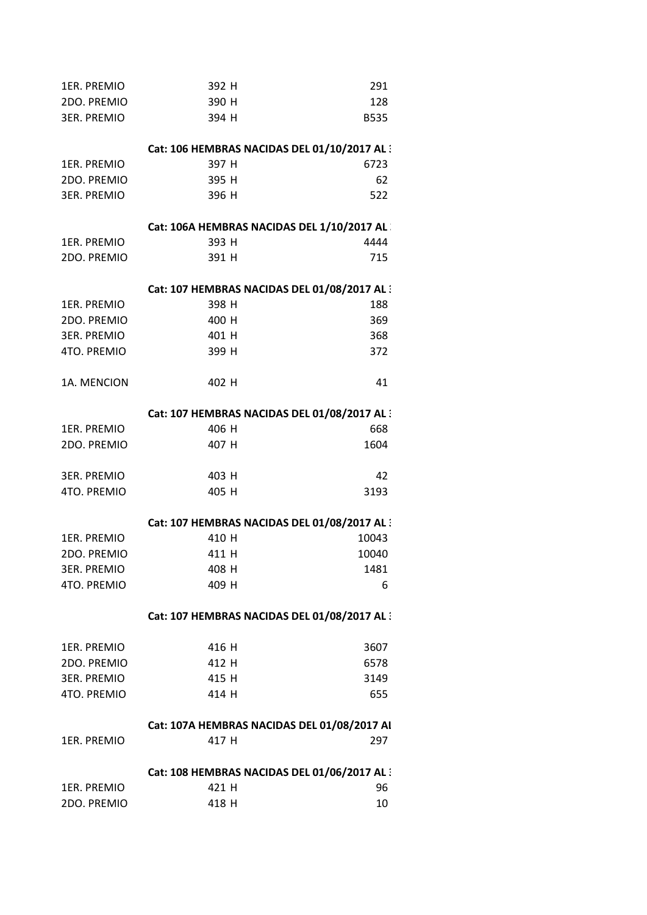| | | |
|---|---|---|
| 1ER. PREMIO | 392 H | 291 |
| 2DO. PREMIO | 390 H | 128 |
| 3ER. PREMIO | 394 H | B535 |

**Cat: 106 HEMBRAS NACIDAS DEL 01/10/2017 AL**

| | | |
|---|---|---|
| 1ER. PREMIO | 397 H | 6723 |
| 2DO. PREMIO | 395 H | 62 |
| 3ER. PREMIO | 396 H | 522 |

**Cat: 106A HEMBRAS NACIDAS DEL 1/10/2017 AL**

| | | |
|---|---|---|
| 1ER. PREMIO | 393 H | 4444 |
| 2DO. PREMIO | 391 H | 715 |

**Cat: 107 HEMBRAS NACIDAS DEL 01/08/2017 AL**

| | | |
|---|---|---|
| 1ER. PREMIO | 398 H | 188 |
| 2DO. PREMIO | 400 H | 369 |
| 3ER. PREMIO | 401 H | 368 |
| 4TO. PREMIO | 399 H | 372 |
| 1A. MENCION | 402 H | 41 |

**Cat: 107 HEMBRAS NACIDAS DEL 01/08/2017 AL**

| | | |
|---|---|---|
| 1ER. PREMIO | 406 H | 668 |
| 2DO. PREMIO | 407 H | 1604 |
| 3ER. PREMIO | 403 H | 42 |
| 4TO. PREMIO | 405 H | 3193 |

**Cat: 107 HEMBRAS NACIDAS DEL 01/08/2017 AL**

| | | |
|---|---|---|
| 1ER. PREMIO | 410 H | 10043 |
| 2DO. PREMIO | 411 H | 10040 |
| 3ER. PREMIO | 408 H | 1481 |
| 4TO. PREMIO | 409 H | 6 |

**Cat: 107 HEMBRAS NACIDAS DEL 01/08/2017 AL**

| | | |
|---|---|---|
| 1ER. PREMIO | 416 H | 3607 |
| 2DO. PREMIO | 412 H | 6578 |
| 3ER. PREMIO | 415 H | 3149 |
| 4TO. PREMIO | 414 H | 655 |

**Cat: 107A HEMBRAS NACIDAS DEL 01/08/2017 AL**

| | | |
|---|---|---|
| 1ER. PREMIO | 417 H | 297 |

**Cat: 108 HEMBRAS NACIDAS DEL 01/06/2017 AL**

| | | |
|---|---|---|
| 1ER. PREMIO | 421 H | 96 |
| 2DO. PREMIO | 418 H | 10 |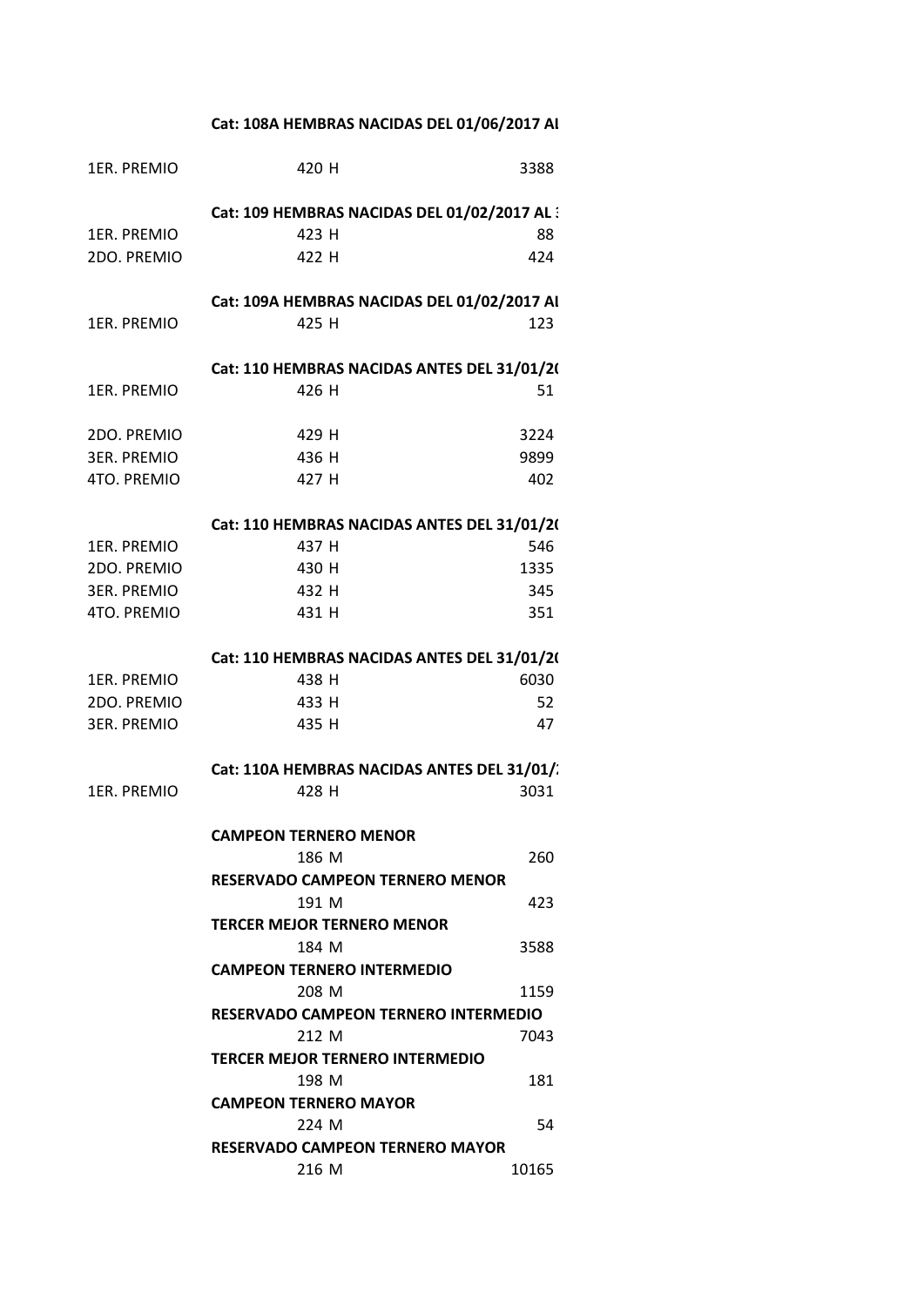**Cat: 108A HEMBRAS NACIDAS DEL 01/06/2017 AL**

| | | |
|---|---|---|
| 1ER. PREMIO | 420 H | 3388 |

**Cat: 109 HEMBRAS NACIDAS DEL 01/02/2017 AL 3**

| | | |
|---|---|---|
| 1ER. PREMIO | 423 H | 88 |
| 2DO. PREMIO | 422 H | 424 |

**Cat: 109A HEMBRAS NACIDAS DEL 01/02/2017 AL**

| | | |
|---|---|---|
| 1ER. PREMIO | 425 H | 123 |

**Cat: 110 HEMBRAS NACIDAS ANTES DEL 31/01/20**

| | | |
|---|---|---|
| 1ER. PREMIO | 426 H | 51 |
| 2DO. PREMIO | 429 H | 3224 |
| 3ER. PREMIO | 436 H | 9899 |
| 4TO. PREMIO | 427 H | 402 |

**Cat: 110 HEMBRAS NACIDAS ANTES DEL 31/01/20**

| | | |
|---|---|---|
| 1ER. PREMIO | 437 H | 546 |
| 2DO. PREMIO | 430 H | 1335 |
| 3ER. PREMIO | 432 H | 345 |
| 4TO. PREMIO | 431 H | 351 |

**Cat: 110 HEMBRAS NACIDAS ANTES DEL 31/01/20**

| | | |
|---|---|---|
| 1ER. PREMIO | 438 H | 6030 |
| 2DO. PREMIO | 433 H | 52 |
| 3ER. PREMIO | 435 H | 47 |

**Cat: 110A HEMBRAS NACIDAS ANTES DEL 31/01/2**

| | | |
|---|---|---|
| 1ER. PREMIO | 428 H | 3031 |

**CAMPEON TERNERO MENOR**

186 M — 260

**RESERVADO CAMPEON TERNERO MENOR**

191 M — 423

**TERCER MEJOR TERNERO MENOR**

184 M — 3588

**CAMPEON TERNERO INTERMEDIO**

208 M — 1159

**RESERVADO CAMPEON TERNERO INTERMEDIO**

212 M — 7043

**TERCER MEJOR TERNERO INTERMEDIO**

198 M — 181

**CAMPEON TERNERO MAYOR**

224 M — 54

**RESERVADO CAMPEON TERNERO MAYOR**

216 M — 10165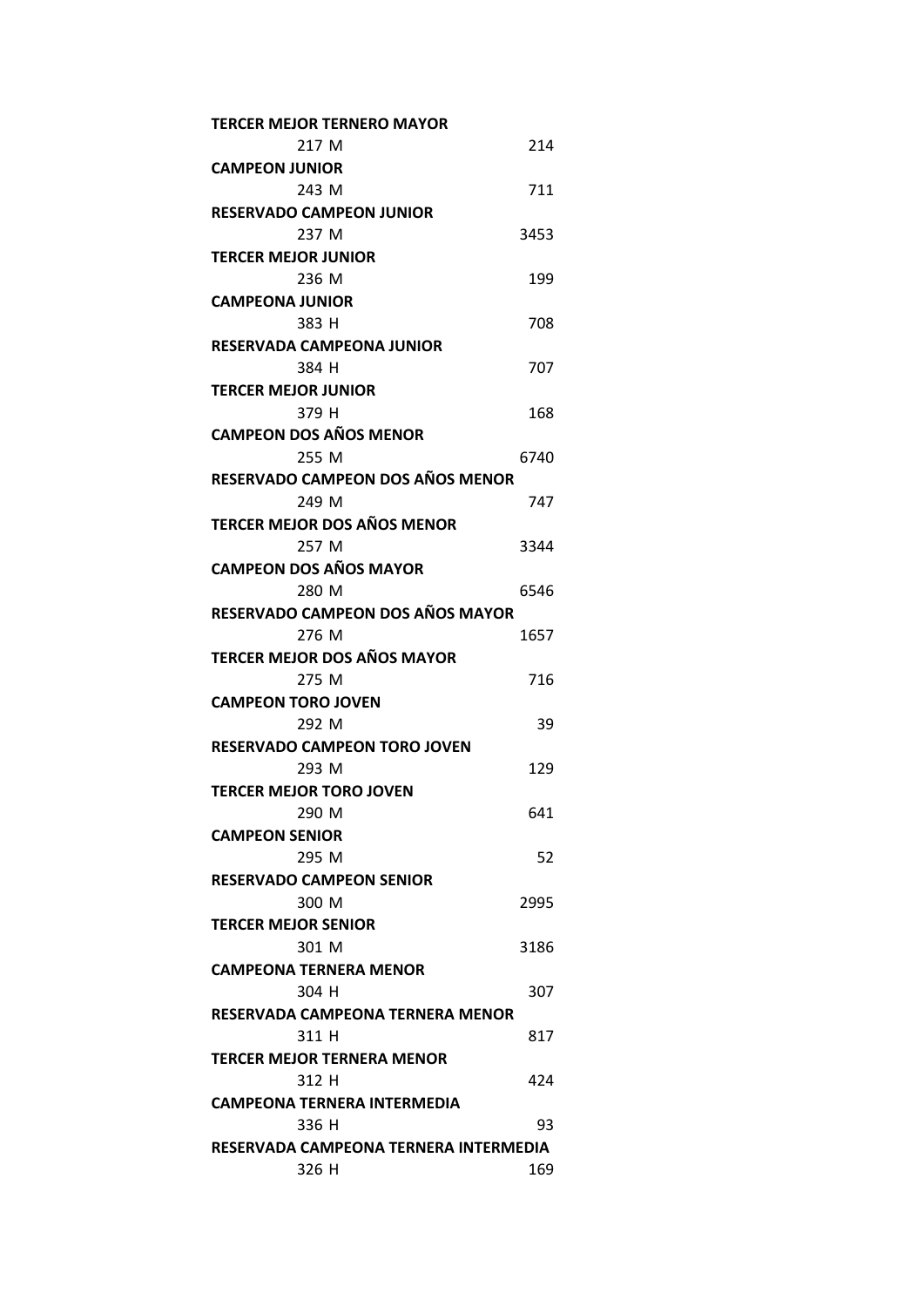**TERCER MEJOR TERNERO MAYOR**

| | |
|---|---|
| 217 M | 214 |

**CAMPEON JUNIOR**

| | |
|---|---|
| 243 M | 711 |

**RESERVADO CAMPEON JUNIOR**

| | |
|---|---|
| 237 M | 3453 |

**TERCER MEJOR JUNIOR**

| | |
|---|---|
| 236 M | 199 |

**CAMPEONA JUNIOR**

| | |
|---|---|
| 383 H | 708 |

**RESERVADA CAMPEONA JUNIOR**

| | |
|---|---|
| 384 H | 707 |

**TERCER MEJOR JUNIOR**

| | |
|---|---|
| 379 H | 168 |

**CAMPEON DOS AÑOS MENOR**

| | |
|---|---|
| 255 M | 6740 |

**RESERVADO CAMPEON DOS AÑOS MENOR**

| | |
|---|---|
| 249 M | 747 |

**TERCER MEJOR DOS AÑOS MENOR**

| | |
|---|---|
| 257 M | 3344 |

**CAMPEON DOS AÑOS MAYOR**

| | |
|---|---|
| 280 M | 6546 |

**RESERVADO CAMPEON DOS AÑOS MAYOR**

| | |
|---|---|
| 276 M | 1657 |

**TERCER MEJOR DOS AÑOS MAYOR**

| | |
|---|---|
| 275 M | 716 |

**CAMPEON TORO JOVEN**

| | |
|---|---|
| 292 M | 39 |

**RESERVADO CAMPEON TORO JOVEN**

| | |
|---|---|
| 293 M | 129 |

**TERCER MEJOR TORO JOVEN**

| | |
|---|---|
| 290 M | 641 |

**CAMPEON SENIOR**

| | |
|---|---|
| 295 M | 52 |

**RESERVADO CAMPEON SENIOR**

| | |
|---|---|
| 300 M | 2995 |

**TERCER MEJOR SENIOR**

| | |
|---|---|
| 301 M | 3186 |

**CAMPEONA TERNERA MENOR**

| | |
|---|---|
| 304 H | 307 |

**RESERVADA CAMPEONA TERNERA MENOR**

| | |
|---|---|
| 311 H | 817 |

**TERCER MEJOR TERNERA MENOR**

| | |
|---|---|
| 312 H | 424 |

**CAMPEONA TERNERA INTERMEDIA**

| | |
|---|---|
| 336 H | 93 |

**RESERVADA CAMPEONA TERNERA INTERMEDIA**

| | |
|---|---|
| 326 H | 169 |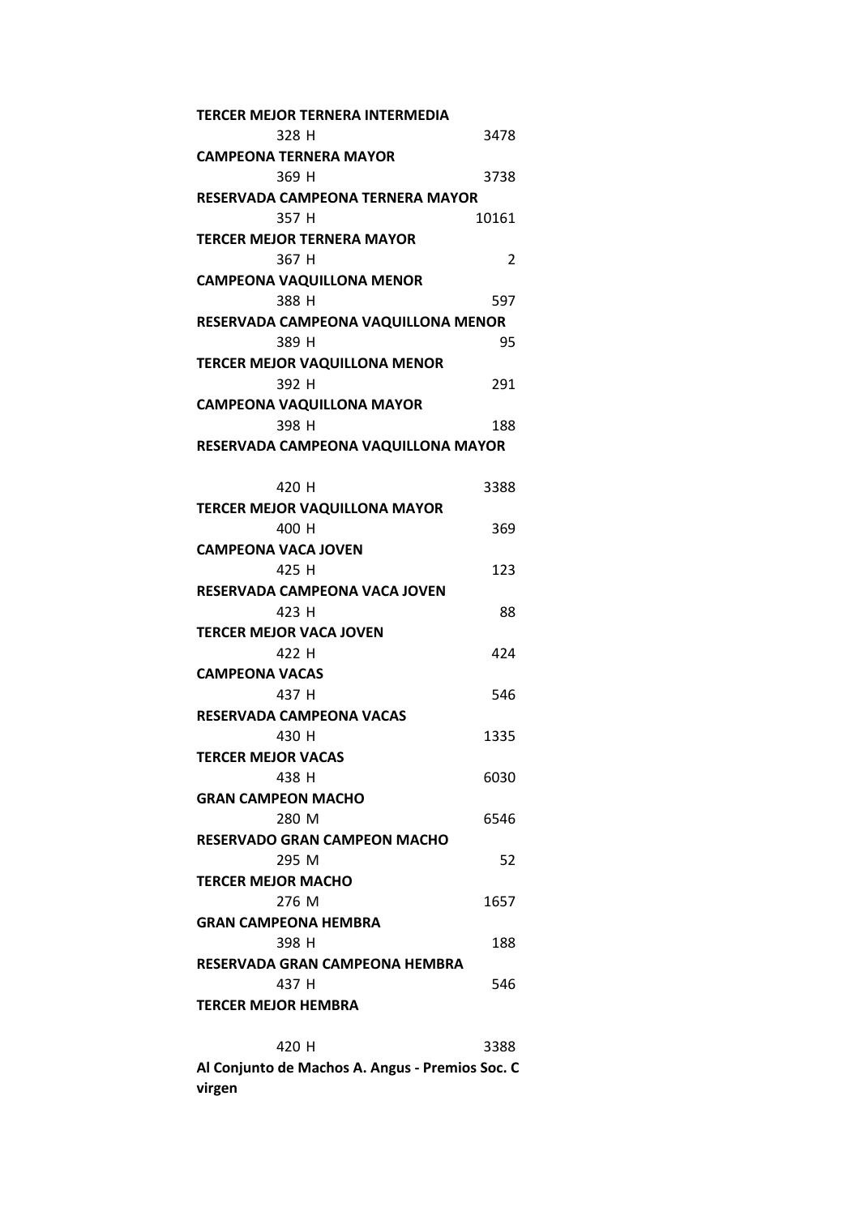**TERCER MEJOR TERNERA INTERMEDIA**

328 H 3478

**CAMPEONA TERNERA MAYOR**

369 H 3738

**RESERVADA CAMPEONA TERNERA MAYOR**

357 H 10161

**TERCER MEJOR TERNERA MAYOR**

367 H 2

**CAMPEONA VAQUILLONA MENOR**

388 H 597

**RESERVADA CAMPEONA VAQUILLONA MENOR**

389 H 95

**TERCER MEJOR VAQUILLONA MENOR**

392 H 291

**CAMPEONA VAQUILLONA MAYOR**

398 H 188

**RESERVADA CAMPEONA VAQUILLONA MAYOR**

420 H 3388

**TERCER MEJOR VAQUILLONA MAYOR**

400 H 369

**CAMPEONA VACA JOVEN**

425 H 123

**RESERVADA CAMPEONA VACA JOVEN**

423 H 88

**TERCER MEJOR VACA JOVEN**

422 H 424

**CAMPEONA VACAS**

437 H 546

**RESERVADA CAMPEONA VACAS**

430 H 1335

**TERCER MEJOR VACAS**

438 H 6030

**GRAN CAMPEON MACHO**

280 M 6546

**RESERVADO GRAN CAMPEON MACHO**

295 M 52

**TERCER MEJOR MACHO**

276 M 1657

**GRAN CAMPEONA HEMBRA**

398 H 188

**RESERVADA GRAN CAMPEONA HEMBRA**

437 H 546

**TERCER MEJOR HEMBRA**

420 H 3388

**Al Conjunto de Machos A. Angus - Premios Soc. C virgen**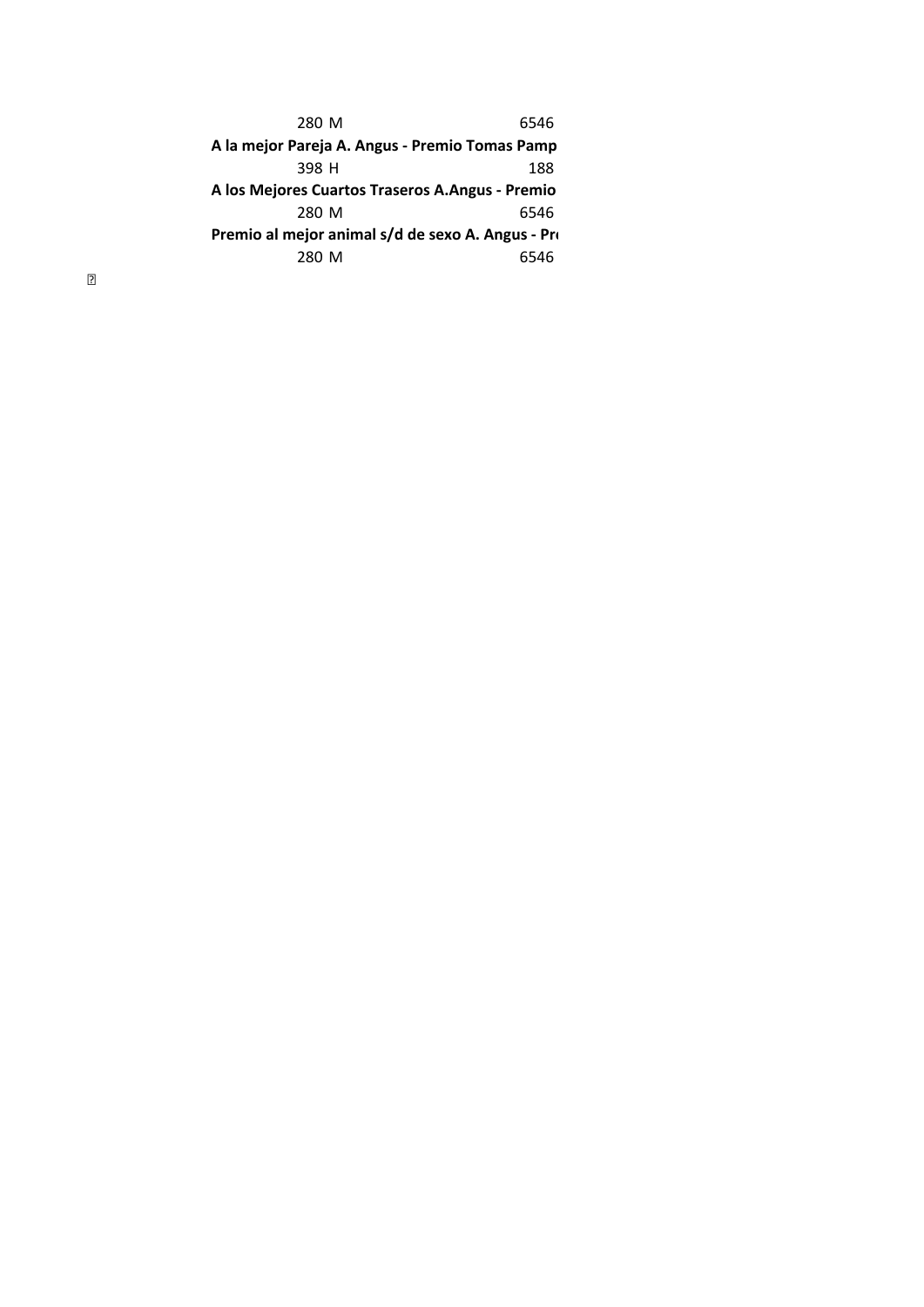280 M 6546

**A la mejor Pareja A. Angus - Premio Tomas Pamp**

398 H 188

**A los Mejores Cuartos Traseros A.Angus - Premio**

280 M 6546

**Premio al mejor animal s/d de sexo A. Angus - Pr**

280 M 6546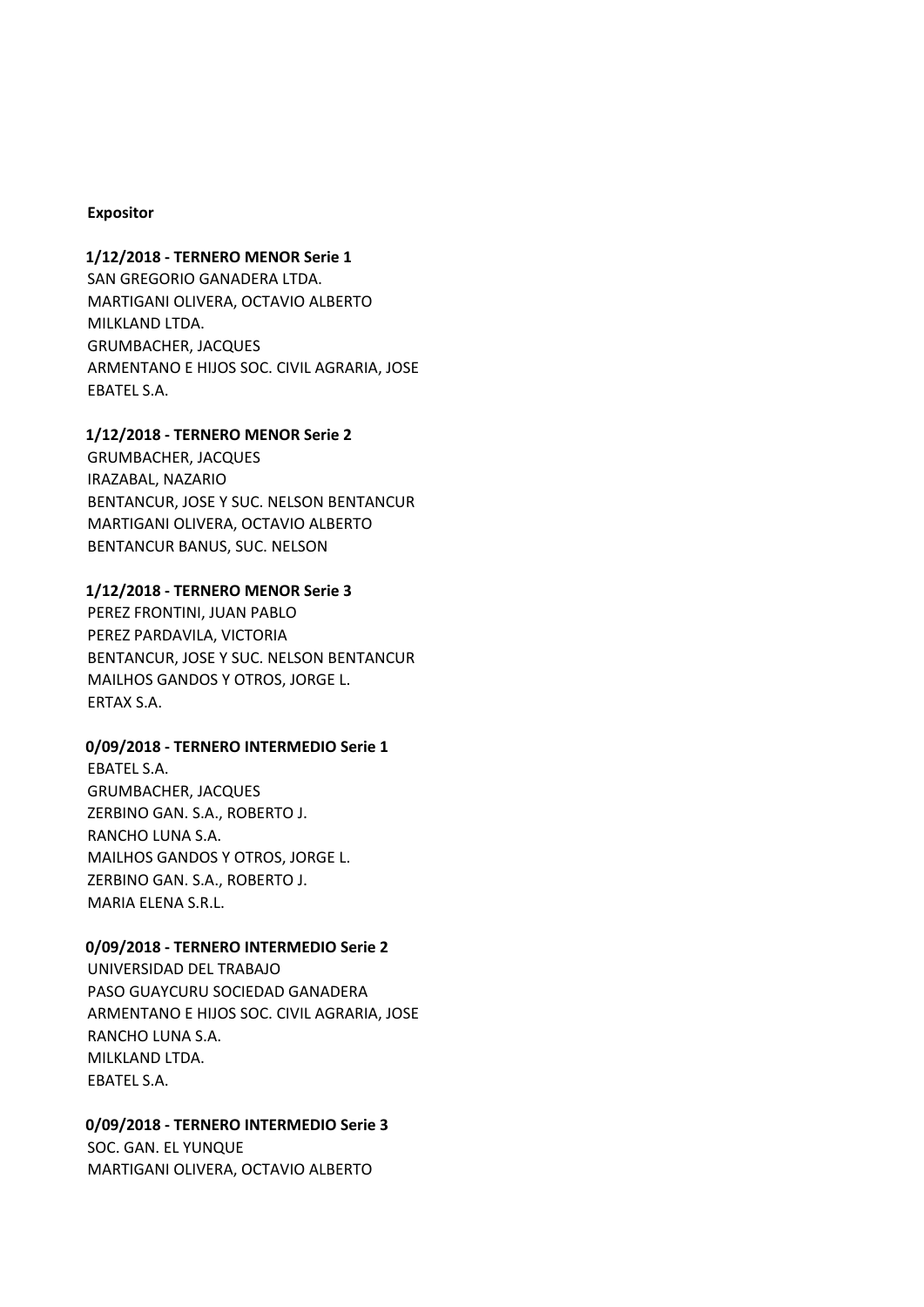**Expositor**

**1/12/2018 - TERNERO MENOR Serie 1**

SAN GREGORIO GANADERA LTDA.
MARTIGANI OLIVERA, OCTAVIO ALBERTO
MILKLAND LTDA.
GRUMBACHER, JACQUES
ARMENTANO E HIJOS SOC. CIVIL AGRARIA, JOSE
EBATEL S.A.

**1/12/2018 - TERNERO MENOR Serie 2**

GRUMBACHER, JACQUES
IRAZABAL, NAZARIO
BENTANCUR, JOSE Y SUC. NELSON BENTANCUR
MARTIGANI OLIVERA, OCTAVIO ALBERTO
BENTANCUR BANUS, SUC. NELSON

**1/12/2018 - TERNERO MENOR Serie 3**

PEREZ FRONTINI, JUAN PABLO
PEREZ PARDAVILA, VICTORIA
BENTANCUR, JOSE Y SUC. NELSON BENTANCUR
MAILHOS GANDOS Y OTROS, JORGE L.
ERTAX S.A.

**0/09/2018 - TERNERO INTERMEDIO Serie 1**

EBATEL S.A.
GRUMBACHER, JACQUES
ZERBINO GAN. S.A., ROBERTO J.
RANCHO LUNA S.A.
MAILHOS GANDOS Y OTROS, JORGE L.
ZERBINO GAN. S.A., ROBERTO J.
MARIA ELENA S.R.L.

**0/09/2018 - TERNERO INTERMEDIO Serie 2**

UNIVERSIDAD DEL TRABAJO
PASO GUAYCURU SOCIEDAD GANADERA
ARMENTANO E HIJOS SOC. CIVIL AGRARIA, JOSE
RANCHO LUNA S.A.
MILKLAND LTDA.
EBATEL S.A.

**0/09/2018 - TERNERO INTERMEDIO Serie 3**

SOC. GAN. EL YUNQUE
MARTIGANI OLIVERA, OCTAVIO ALBERTO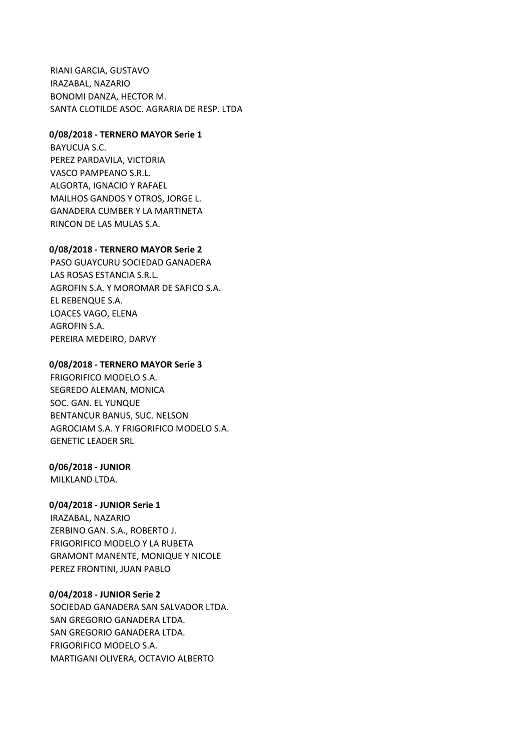RIANI GARCIA, GUSTAVO
IRAZABAL, NAZARIO
BONOMI DANZA, HECTOR M.
SANTA CLOTILDE ASOC. AGRARIA DE RESP. LTDA

**0/08/2018 - TERNERO MAYOR Serie 1**

BAYUCUA S.C.
PEREZ PARDAVILA, VICTORIA
VASCO PAMPEANO S.R.L.
ALGORTA, IGNACIO Y RAFAEL
MAILHOS GANDOS Y OTROS, JORGE L.
GANADERA CUMBER Y LA MARTINETA
RINCON DE LAS MULAS S.A.

**0/08/2018 - TERNERO MAYOR Serie 2**

PASO GUAYCURU SOCIEDAD GANADERA
LAS ROSAS ESTANCIA S.R.L.
AGROFIN S.A. Y MOROMAR DE SAFICO S.A.
EL REBENQUE S.A.
LOACES VAGO, ELENA
AGROFIN S.A.
PEREIRA MEDEIRO, DARVY

**0/08/2018 - TERNERO MAYOR Serie 3**

FRIGORIFICO MODELO S.A.
SEGREDO ALEMAN, MONICA
SOC. GAN. EL YUNQUE
BENTANCUR BANUS, SUC. NELSON
AGROCIAM S.A. Y FRIGORIFICO MODELO S.A.
GENETIC LEADER SRL

**0/06/2018 - JUNIOR**

MILKLAND LTDA.

**0/04/2018 - JUNIOR Serie 1**

IRAZABAL, NAZARIO
ZERBINO GAN. S.A., ROBERTO J.
FRIGORIFICO MODELO Y LA RUBETA
GRAMONT MANENTE, MONIQUE Y NICOLE
PEREZ FRONTINI, JUAN PABLO

**0/04/2018 - JUNIOR Serie 2**

SOCIEDAD GANADERA SAN SALVADOR LTDA.
SAN GREGORIO GANADERA LTDA.
SAN GREGORIO GANADERA LTDA.
FRIGORIFICO MODELO S.A.
MARTIGANI OLIVERA, OCTAVIO ALBERTO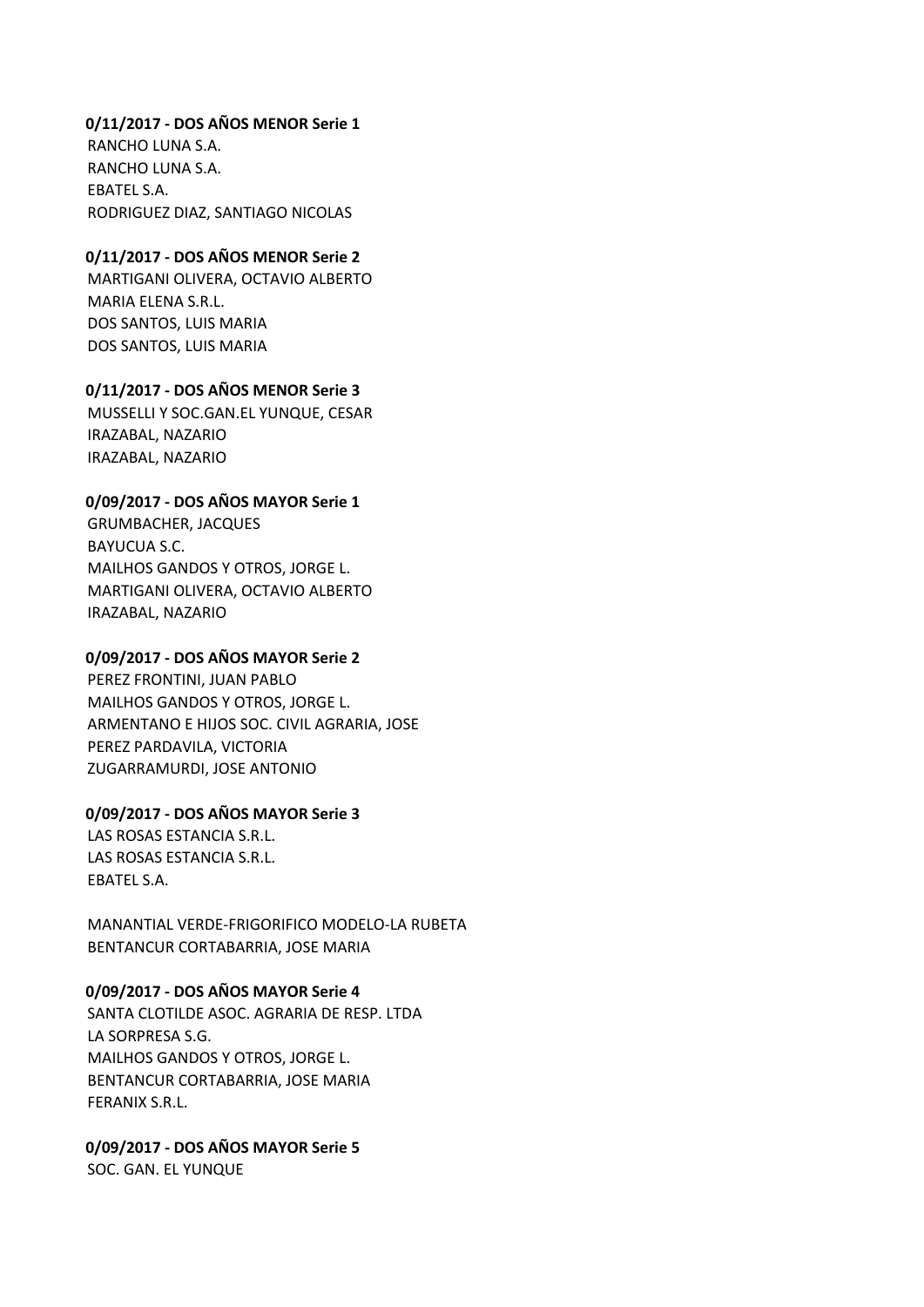**0/11/2017 - DOS AÑOS MENOR Serie 1**

RANCHO LUNA S.A.
RANCHO LUNA S.A.
EBATEL S.A.
RODRIGUEZ DIAZ, SANTIAGO NICOLAS

**0/11/2017 - DOS AÑOS MENOR Serie 2**

MARTIGANI OLIVERA, OCTAVIO ALBERTO
MARIA ELENA S.R.L.
DOS SANTOS, LUIS MARIA
DOS SANTOS, LUIS MARIA

**0/11/2017 - DOS AÑOS MENOR Serie 3**

MUSSELLI Y SOC.GAN.EL YUNQUE, CESAR
IRAZABAL, NAZARIO
IRAZABAL, NAZARIO

**0/09/2017 - DOS AÑOS MAYOR Serie 1**

GRUMBACHER, JACQUES
BAYUCUA S.C.
MAILHOS GANDOS Y OTROS, JORGE L.
MARTIGANI OLIVERA, OCTAVIO ALBERTO
IRAZABAL, NAZARIO

**0/09/2017 - DOS AÑOS MAYOR Serie 2**

PEREZ FRONTINI, JUAN PABLO
MAILHOS GANDOS Y OTROS, JORGE L.
ARMENTANO E HIJOS SOC. CIVIL AGRARIA, JOSE
PEREZ PARDAVILA, VICTORIA
ZUGARRAMURDI, JOSE ANTONIO

**0/09/2017 - DOS AÑOS MAYOR Serie 3**

LAS ROSAS ESTANCIA S.R.L.
LAS ROSAS ESTANCIA S.R.L.
EBATEL S.A.

MANANTIAL VERDE-FRIGORIFICO MODELO-LA RUBETA
BENTANCUR CORTABARRIA, JOSE MARIA

**0/09/2017 - DOS AÑOS MAYOR Serie 4**

SANTA CLOTILDE ASOC. AGRARIA DE RESP. LTDA
LA SORPRESA S.G.
MAILHOS GANDOS Y OTROS, JORGE L.
BENTANCUR CORTABARRIA, JOSE MARIA
FERANIX S.R.L.

**0/09/2017 - DOS AÑOS MAYOR Serie 5**

SOC. GAN. EL YUNQUE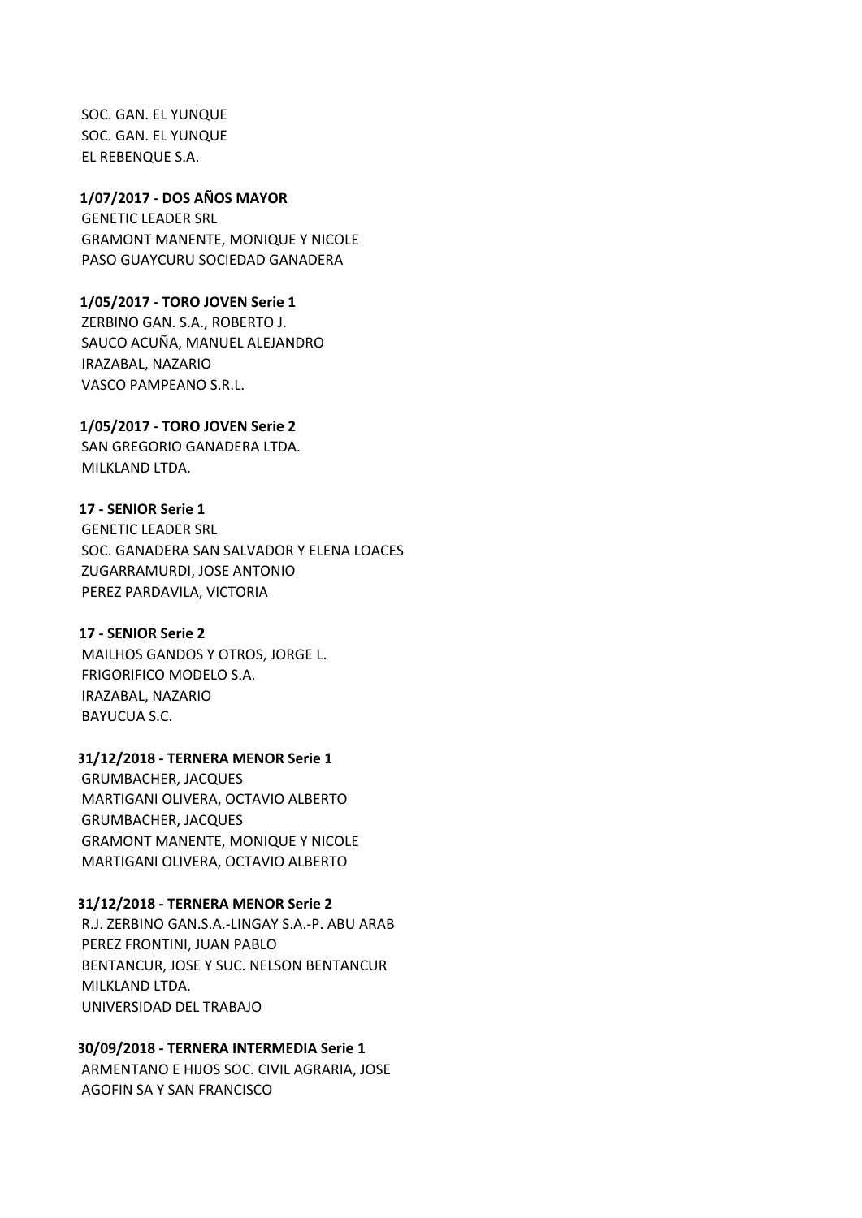SOC. GAN. EL YUNQUE
SOC. GAN. EL YUNQUE
EL REBENQUE S.A.

**1/07/2017 - DOS AÑOS MAYOR**

GENETIC LEADER SRL
GRAMONT MANENTE, MONIQUE Y NICOLE
PASO GUAYCURU SOCIEDAD GANADERA

**1/05/2017 - TORO JOVEN Serie 1**

ZERBINO GAN. S.A., ROBERTO J.
SAUCO ACUÑA, MANUEL ALEJANDRO
IRAZABAL, NAZARIO
VASCO PAMPEANO S.R.L.

**1/05/2017 - TORO JOVEN Serie 2**

SAN GREGORIO GANADERA LTDA.
MILKLAND LTDA.

**17 - SENIOR Serie 1**

GENETIC LEADER SRL
SOC. GANADERA SAN SALVADOR Y ELENA LOACES
ZUGARRAMURDI, JOSE ANTONIO
PEREZ PARDAVILA, VICTORIA

**17 - SENIOR Serie 2**

MAILHOS GANDOS Y OTROS, JORGE L.
FRIGORIFICO MODELO S.A.
IRAZABAL, NAZARIO
BAYUCUA S.C.

**31/12/2018 - TERNERA MENOR Serie 1**

GRUMBACHER, JACQUES
MARTIGANI OLIVERA, OCTAVIO ALBERTO
GRUMBACHER, JACQUES
GRAMONT MANENTE, MONIQUE Y NICOLE
MARTIGANI OLIVERA, OCTAVIO ALBERTO

**31/12/2018 - TERNERA MENOR Serie 2**

R.J. ZERBINO GAN.S.A.-LINGAY S.A.-P. ABU ARAB
PEREZ FRONTINI, JUAN PABLO
BENTANCUR, JOSE Y SUC. NELSON BENTANCUR
MILKLAND LTDA.
UNIVERSIDAD DEL TRABAJO

**30/09/2018 - TERNERA INTERMEDIA Serie 1**

ARMENTANO E HIJOS SOC. CIVIL AGRARIA, JOSE
AGOFIN SA Y SAN FRANCISCO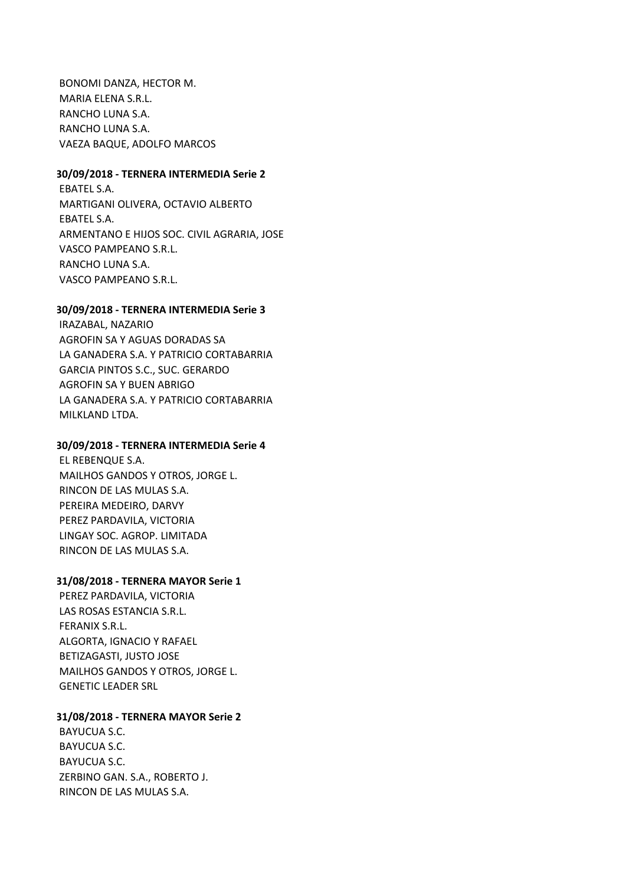BONOMI DANZA, HECTOR M.
MARIA ELENA S.R.L.
RANCHO LUNA S.A.
RANCHO LUNA S.A.
VAEZA BAQUE, ADOLFO MARCOS

**30/09/2018 - TERNERA INTERMEDIA Serie 2**

EBATEL S.A.
MARTIGANI OLIVERA, OCTAVIO ALBERTO
EBATEL S.A.
ARMENTANO E HIJOS SOC. CIVIL AGRARIA, JOSE
VASCO PAMPEANO S.R.L.
RANCHO LUNA S.A.
VASCO PAMPEANO S.R.L.

**30/09/2018 - TERNERA INTERMEDIA Serie 3**

IRAZABAL, NAZARIO
AGROFIN SA Y AGUAS DORADAS SA
LA GANADERA S.A. Y PATRICIO CORTABARRIA
GARCIA PINTOS S.C., SUC. GERARDO
AGROFIN SA Y BUEN ABRIGO
LA GANADERA S.A. Y PATRICIO CORTABARRIA
MILKLAND LTDA.

**30/09/2018 - TERNERA INTERMEDIA Serie 4**

EL REBENQUE S.A.
MAILHOS GANDOS Y OTROS, JORGE L.
RINCON DE LAS MULAS S.A.
PEREIRA MEDEIRO, DARVY
PEREZ PARDAVILA, VICTORIA
LINGAY SOC. AGROP. LIMITADA
RINCON DE LAS MULAS S.A.

**31/08/2018 - TERNERA MAYOR Serie 1**

PEREZ PARDAVILA, VICTORIA
LAS ROSAS ESTANCIA S.R.L.
FERANIX S.R.L.
ALGORTA, IGNACIO Y RAFAEL
BETIZAGASTI, JUSTO JOSE
MAILHOS GANDOS Y OTROS, JORGE L.
GENETIC LEADER SRL

**31/08/2018 - TERNERA MAYOR Serie 2**

BAYUCUA S.C.
BAYUCUA S.C.
BAYUCUA S.C.
ZERBINO GAN. S.A., ROBERTO J.
RINCON DE LAS MULAS S.A.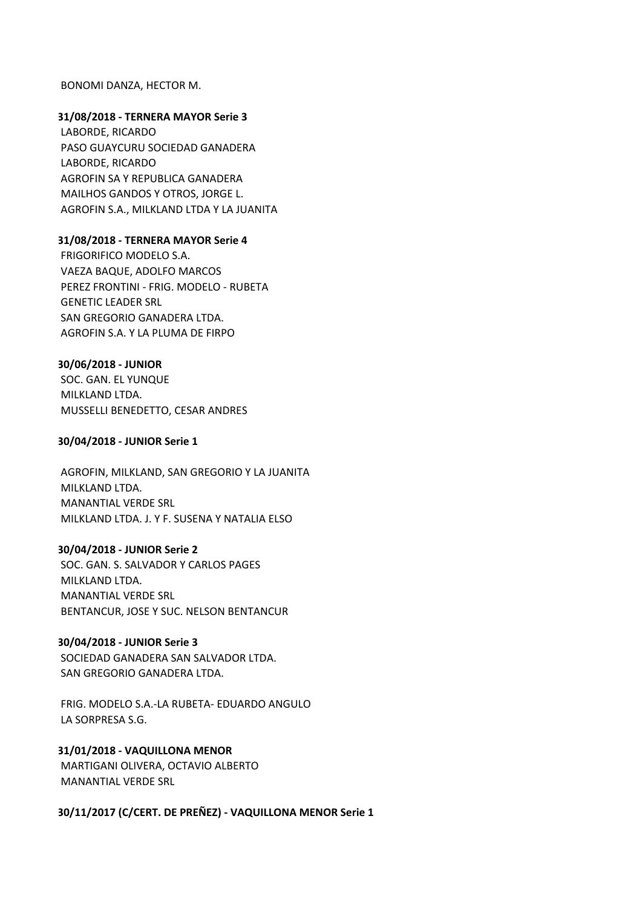BONOMI DANZA, HECTOR M.

**31/08/2018 - TERNERA MAYOR Serie 3**

LABORDE, RICARDO
PASO GUAYCURU SOCIEDAD GANADERA
LABORDE, RICARDO
AGROFIN SA Y REPUBLICA GANADERA
MAILHOS GANDOS Y OTROS, JORGE L.
AGROFIN S.A., MILKLAND LTDA Y LA JUANITA

**31/08/2018 - TERNERA MAYOR Serie 4**

FRIGORIFICO MODELO S.A.
VAEZA BAQUE, ADOLFO MARCOS
PEREZ FRONTINI - FRIG. MODELO - RUBETA
GENETIC LEADER SRL
SAN GREGORIO GANADERA LTDA.
AGROFIN S.A. Y LA PLUMA DE FIRPO

**30/06/2018 - JUNIOR**

SOC. GAN. EL YUNQUE
MILKLAND LTDA.
MUSSELLI BENEDETTO, CESAR ANDRES

**30/04/2018 - JUNIOR Serie 1**

AGROFIN, MILKLAND, SAN GREGORIO Y LA JUANITA
MILKLAND LTDA.
MANANTIAL VERDE SRL
MILKLAND LTDA. J. Y F. SUSENA Y NATALIA ELSO

**30/04/2018 - JUNIOR Serie 2**

SOC. GAN. S. SALVADOR Y CARLOS PAGES
MILKLAND LTDA.
MANANTIAL VERDE SRL
BENTANCUR, JOSE Y SUC. NELSON BENTANCUR

**30/04/2018 - JUNIOR Serie 3**

SOCIEDAD GANADERA SAN SALVADOR LTDA.
SAN GREGORIO GANADERA LTDA.

FRIG. MODELO S.A.-LA RUBETA- EDUARDO ANGULO
LA SORPRESA S.G.

**31/01/2018 - VAQUILLONA MENOR**

MARTIGANI OLIVERA, OCTAVIO ALBERTO
MANANTIAL VERDE SRL

**30/11/2017 (C/CERT. DE PREÑEZ) - VAQUILLONA MENOR Serie 1**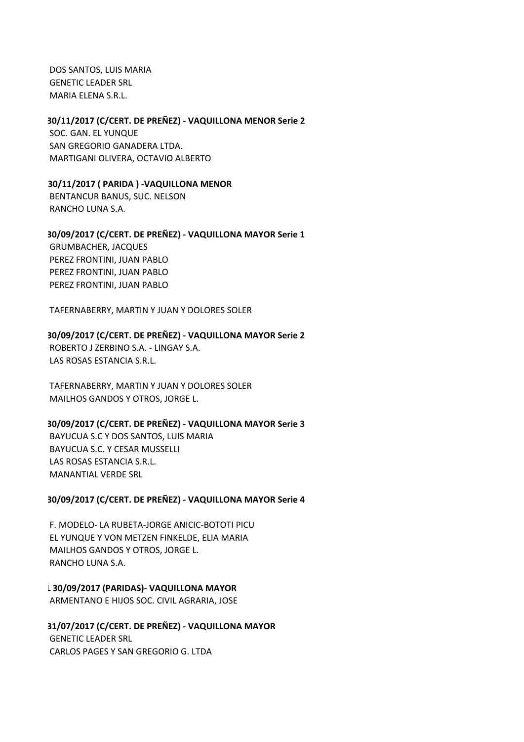DOS SANTOS, LUIS MARIA
GENETIC LEADER SRL
MARIA ELENA S.R.L.

**30/11/2017 (C/CERT. DE PREÑEZ) - VAQUILLONA MENOR Serie 2**

SOC. GAN. EL YUNQUE
SAN GREGORIO GANADERA LTDA.
MARTIGANI OLIVERA, OCTAVIO ALBERTO

**30/11/2017 ( PARIDA ) -VAQUILLONA MENOR**

BENTANCUR BANUS, SUC. NELSON
RANCHO LUNA S.A.

**30/09/2017 (C/CERT. DE PREÑEZ) - VAQUILLONA MAYOR Serie 1**

GRUMBACHER, JACQUES
PEREZ FRONTINI, JUAN PABLO
PEREZ FRONTINI, JUAN PABLO
PEREZ FRONTINI, JUAN PABLO

TAFERNABERRY, MARTIN Y JUAN Y DOLORES SOLER

**30/09/2017 (C/CERT. DE PREÑEZ) - VAQUILLONA MAYOR Serie 2**

ROBERTO J ZERBINO S.A. - LINGAY S.A.
LAS ROSAS ESTANCIA S.R.L.

TAFERNABERRY, MARTIN Y JUAN Y DOLORES SOLER
MAILHOS GANDOS Y OTROS, JORGE L.

**30/09/2017 (C/CERT. DE PREÑEZ) - VAQUILLONA MAYOR Serie 3**

BAYUCUA S.C Y DOS SANTOS, LUIS MARIA
BAYUCUA S.C. Y CESAR MUSSELLI
LAS ROSAS ESTANCIA S.R.L.
MANANTIAL VERDE SRL

**30/09/2017 (C/CERT. DE PREÑEZ) - VAQUILLONA MAYOR Serie 4**

F. MODELO- LA RUBETA-JORGE ANICIC-BOTOTI PICU
EL YUNQUE Y VON METZEN FINKELDE, ELIA MARIA
MAILHOS GANDOS Y OTROS, JORGE L.
RANCHO LUNA S.A.

L **30/09/2017 (PARIDAS)- VAQUILLONA MAYOR**

ARMENTANO E HIJOS SOC. CIVIL AGRARIA, JOSE

**31/07/2017 (C/CERT. DE PREÑEZ) - VAQUILLONA MAYOR**

GENETIC LEADER SRL
CARLOS PAGES Y SAN GREGORIO G. LTDA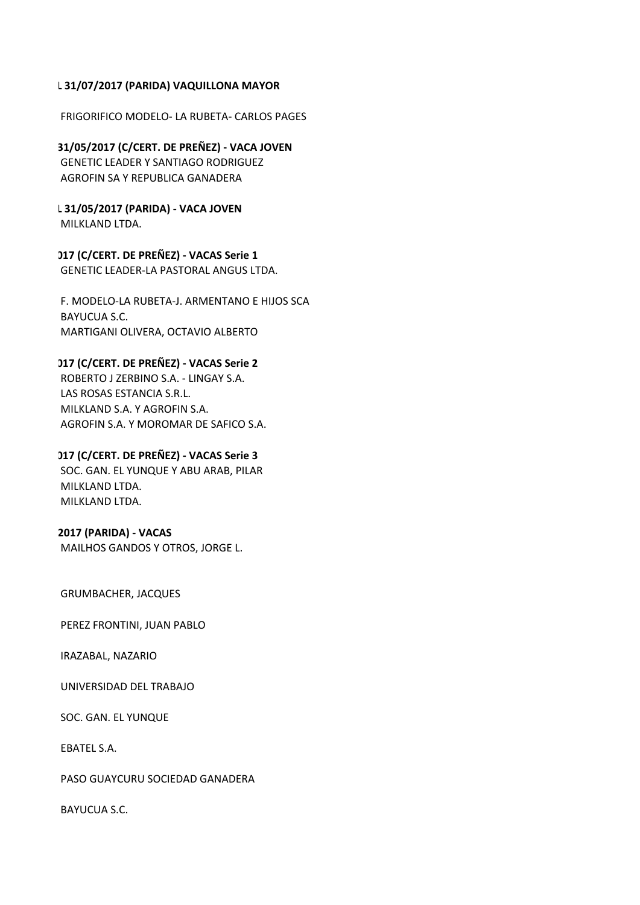**L 31/07/2017 (PARIDA) VAQUILLONA MAYOR**

FRIGORIFICO MODELO- LA RUBETA- CARLOS PAGES

**31/05/2017 (C/CERT. DE PREÑEZ) - VACA JOVEN**

GENETIC LEADER Y SANTIAGO RODRIGUEZ
AGROFIN SA Y REPUBLICA GANADERA

**L 31/05/2017 (PARIDA) - VACA JOVEN**

MILKLAND LTDA.

**)17 (C/CERT. DE PREÑEZ) - VACAS Serie 1**

GENETIC LEADER-LA PASTORAL ANGUS LTDA.

F. MODELO-LA RUBETA-J. ARMENTANO E HIJOS SCA
BAYUCUA S.C.
MARTIGANI OLIVERA, OCTAVIO ALBERTO

**)17 (C/CERT. DE PREÑEZ) - VACAS Serie 2**

ROBERTO J ZERBINO S.A. - LINGAY S.A.
LAS ROSAS ESTANCIA S.R.L.
MILKLAND S.A. Y AGROFIN S.A.
AGROFIN S.A. Y MOROMAR DE SAFICO S.A.

**)17 (C/CERT. DE PREÑEZ) - VACAS Serie 3**

SOC. GAN. EL YUNQUE Y ABU ARAB, PILAR
MILKLAND LTDA.
MILKLAND LTDA.

**2017 (PARIDA) - VACAS**

MAILHOS GANDOS Y OTROS, JORGE L.

GRUMBACHER, JACQUES

PEREZ FRONTINI, JUAN PABLO

IRAZABAL, NAZARIO

UNIVERSIDAD DEL TRABAJO

SOC. GAN. EL YUNQUE

EBATEL S.A.

PASO GUAYCURU SOCIEDAD GANADERA

BAYUCUA S.C.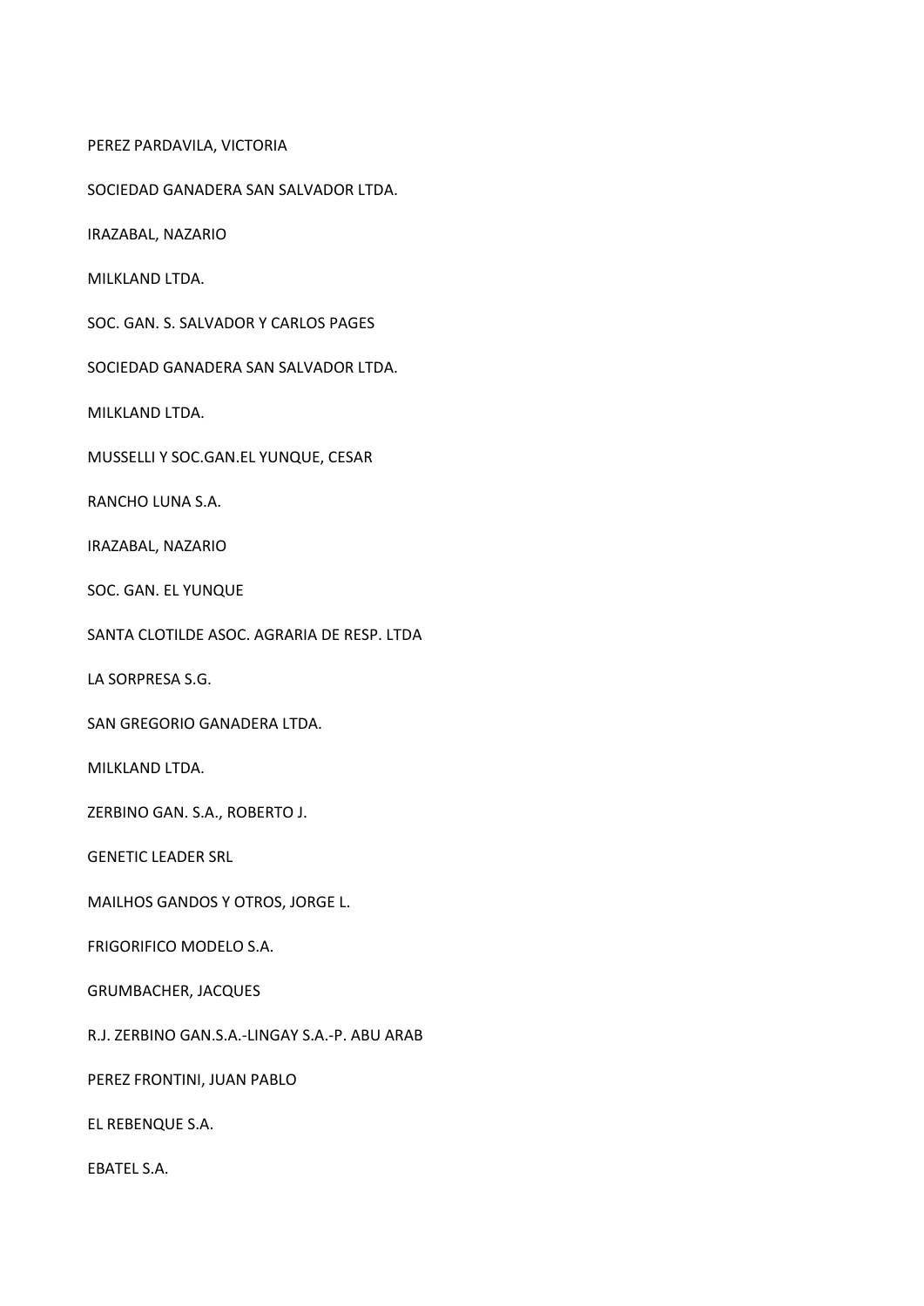PEREZ PARDAVILA, VICTORIA

SOCIEDAD GANADERA SAN SALVADOR LTDA.

IRAZABAL, NAZARIO

MILKLAND LTDA.

SOC. GAN. S. SALVADOR Y CARLOS PAGES

SOCIEDAD GANADERA SAN SALVADOR LTDA.

MILKLAND LTDA.

MUSSELLI Y SOC.GAN.EL YUNQUE, CESAR

RANCHO LUNA S.A.

IRAZABAL, NAZARIO

SOC. GAN. EL YUNQUE

SANTA CLOTILDE ASOC. AGRARIA DE RESP. LTDA

LA SORPRESA S.G.

SAN GREGORIO GANADERA LTDA.

MILKLAND LTDA.

ZERBINO GAN. S.A., ROBERTO J.

GENETIC LEADER SRL

MAILHOS GANDOS Y OTROS, JORGE L.

FRIGORIFICO MODELO S.A.

GRUMBACHER, JACQUES

R.J. ZERBINO GAN.S.A.-LINGAY S.A.-P. ABU ARAB

PEREZ FRONTINI, JUAN PABLO

EL REBENQUE S.A.

EBATEL S.A.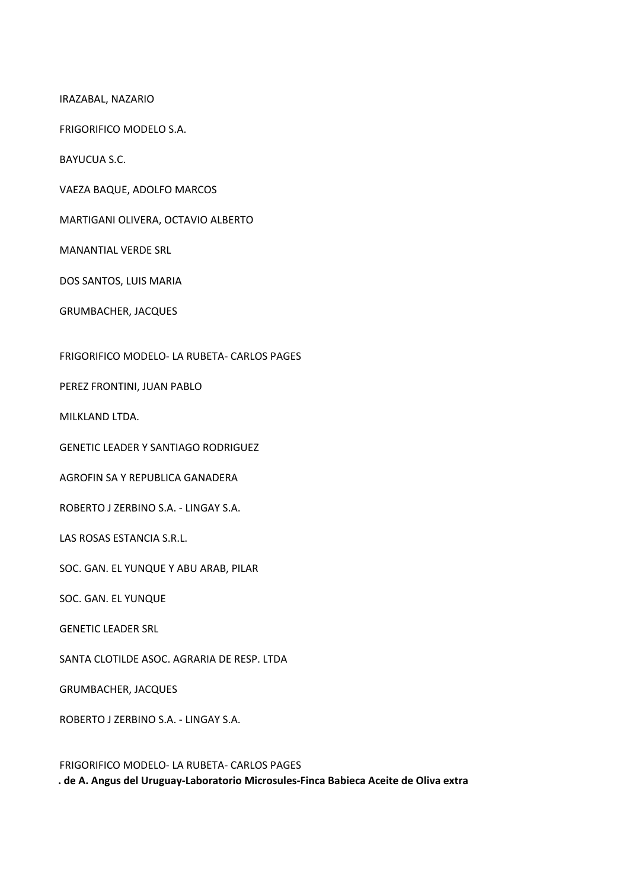IRAZABAL, NAZARIO

FRIGORIFICO MODELO S.A.

BAYUCUA S.C.

VAEZA BAQUE, ADOLFO MARCOS

MARTIGANI OLIVERA, OCTAVIO ALBERTO

MANANTIAL VERDE SRL

DOS SANTOS, LUIS MARIA

GRUMBACHER, JACQUES

FRIGORIFICO MODELO- LA RUBETA- CARLOS PAGES

PEREZ FRONTINI, JUAN PABLO

MILKLAND LTDA.

GENETIC LEADER Y SANTIAGO RODRIGUEZ

AGROFIN SA Y REPUBLICA GANADERA

ROBERTO J ZERBINO S.A. - LINGAY S.A.

LAS ROSAS ESTANCIA S.R.L.

SOC. GAN. EL YUNQUE Y ABU ARAB, PILAR

SOC. GAN. EL YUNQUE

GENETIC LEADER SRL

SANTA CLOTILDE ASOC. AGRARIA DE RESP. LTDA

GRUMBACHER, JACQUES

ROBERTO J ZERBINO S.A. - LINGAY S.A.

FRIGORIFICO MODELO- LA RUBETA- CARLOS PAGES

**. de A. Angus del Uruguay-Laboratorio Microsules-Finca Babieca Aceite de Oliva extra**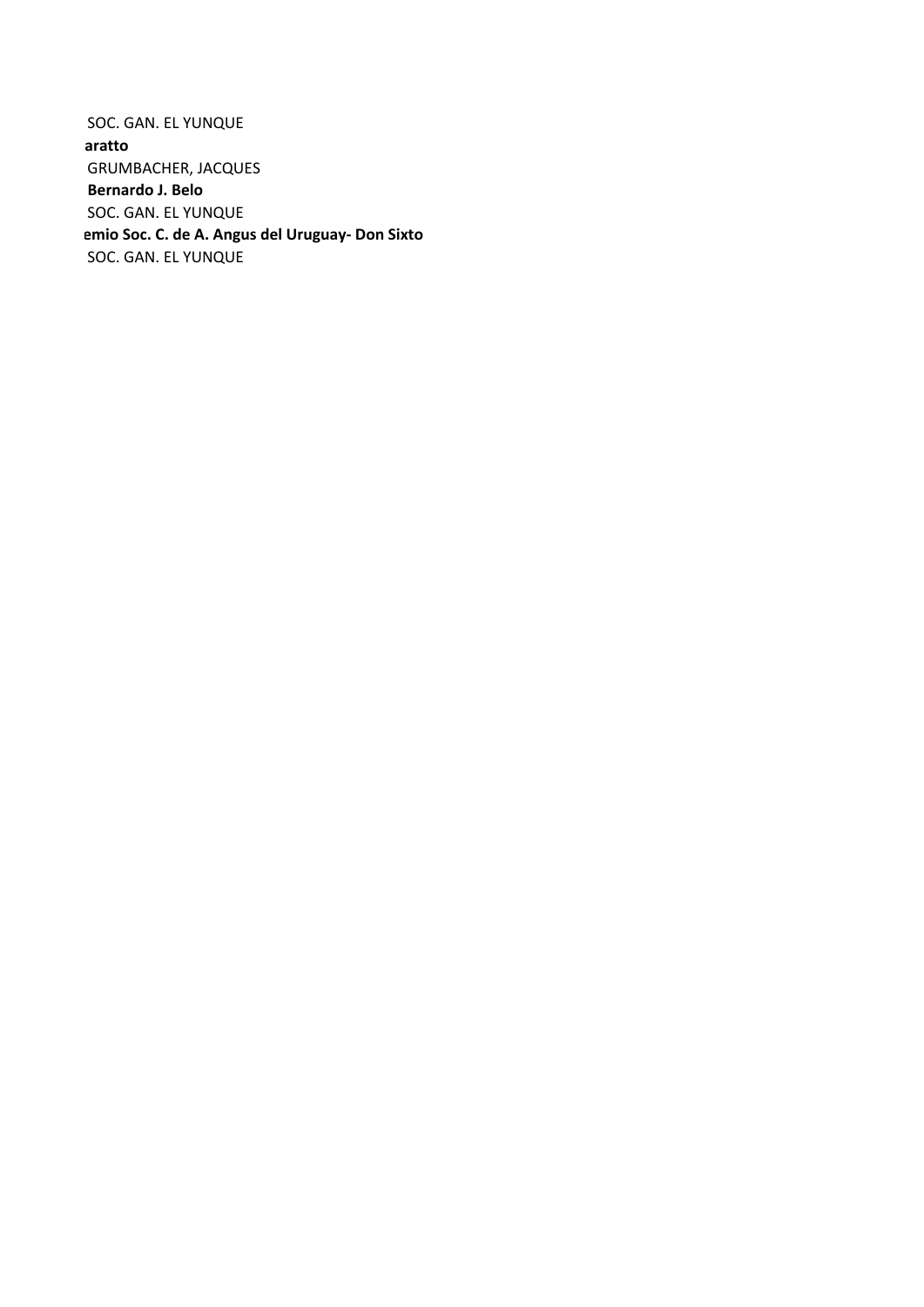SOC. GAN. EL YUNQUE

**aratto**

GRUMBACHER, JACQUES

**Bernardo J. Belo**

SOC. GAN. EL YUNQUE

**emio Soc. C. de A. Angus del Uruguay- Don Sixto**

SOC. GAN. EL YUNQUE